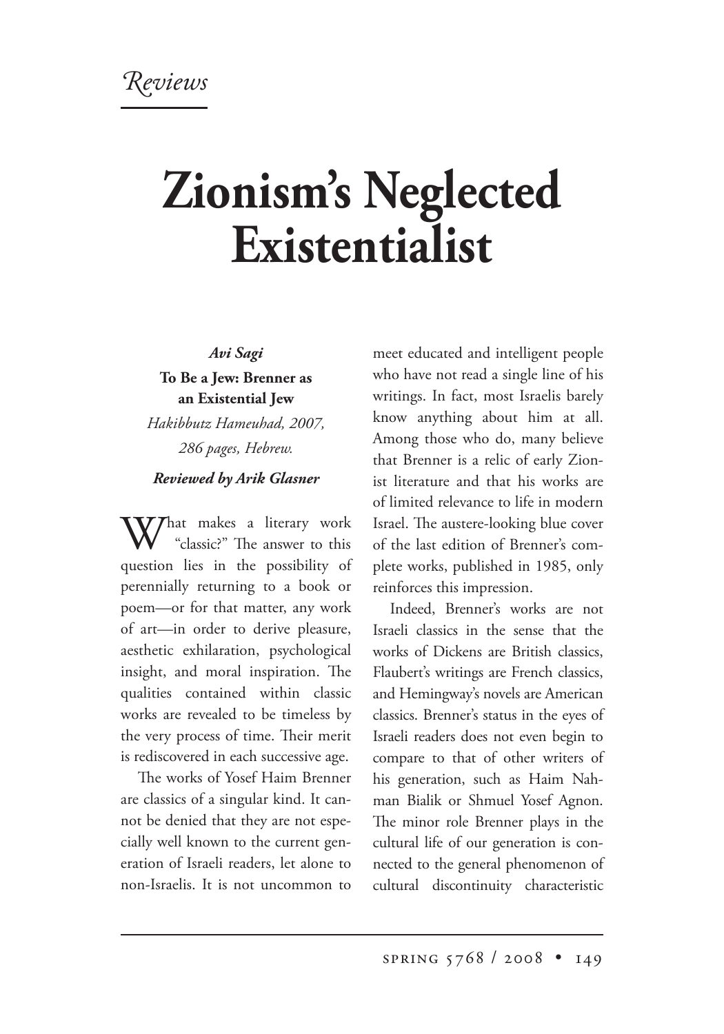*Reviews*

# Zionism's Neglected Existentialist

***Avi Sagi***

**To Be a Jew: Brenner as an Existential Jew**

*Hakibbutz Hameuhad, 2007, 286 pages, Hebrew.*

***Reviewed by Arik Glasner***

What makes a literary work "classic?" The answer to this question lies in the possibility of perennially returning to a book or poem—or for that matter, any work of art—in order to derive pleasure, aesthetic exhilaration, psychological insight, and moral inspiration. The qualities contained within classic works are revealed to be timeless by the very process of time. Their merit is rediscovered in each successive age.

The works of Yosef Haim Brenner are classics of a singular kind. It cannot be denied that they are not especially well known to the current generation of Israeli readers, let alone to non-Israelis. It is not uncommon to meet educated and intelligent people who have not read a single line of his writings. In fact, most Israelis barely know anything about him at all. Among those who do, many believe that Brenner is a relic of early Zionist literature and that his works are of limited relevance to life in modern Israel. The austere-looking blue cover of the last edition of Brenner's complete works, published in 1985, only reinforces this impression.

Indeed, Brenner's works are not Israeli classics in the sense that the works of Dickens are British classics, Flaubert's writings are French classics, and Hemingway's novels are American classics. Brenner's status in the eyes of Israeli readers does not even begin to compare to that of other writers of his generation, such as Haim Nahman Bialik or Shmuel Yosef Agnon. The minor role Brenner plays in the cultural life of our generation is connected to the general phenomenon of cultural discontinuity characteristic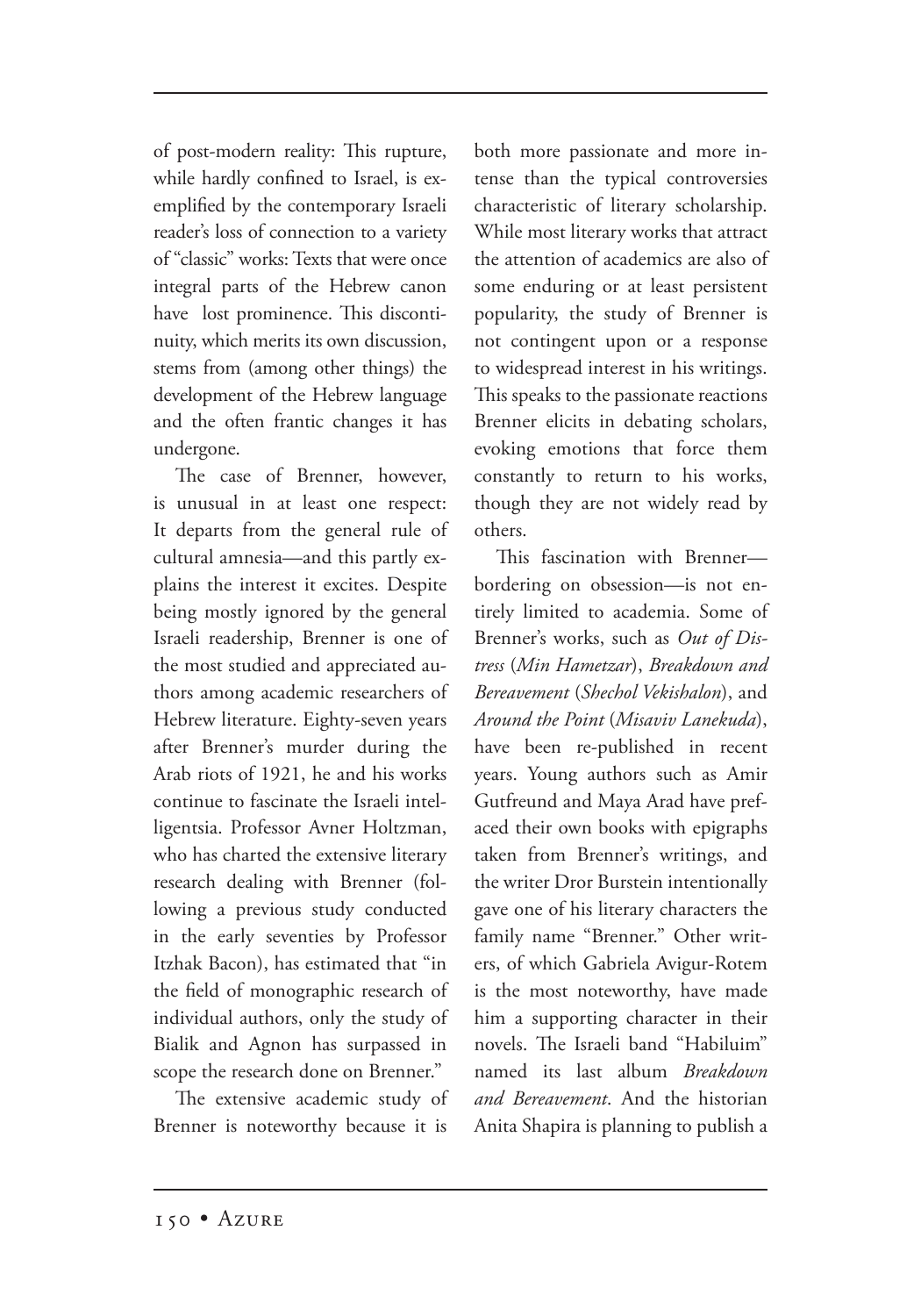of post-modern reality: This rupture, while hardly confined to Israel, is exemplified by the contemporary Israeli reader's loss of connection to a variety of "classic" works: Texts that were once integral parts of the Hebrew canon have lost prominence. This discontinuity, which merits its own discussion, stems from (among other things) the development of the Hebrew language and the often frantic changes it has undergone.

The case of Brenner, however, is unusual in at least one respect: It departs from the general rule of cultural amnesia—and this partly explains the interest it excites. Despite being mostly ignored by the general Israeli readership, Brenner is one of the most studied and appreciated authors among academic researchers of Hebrew literature. Eighty-seven years after Brenner's murder during the Arab riots of 1921, he and his works continue to fascinate the Israeli intelligentsia. Professor Avner Holtzman, who has charted the extensive literary research dealing with Brenner (following a previous study conducted in the early seventies by Professor Itzhak Bacon), has estimated that "in the field of monographic research of individual authors, only the study of Bialik and Agnon has surpassed in scope the research done on Brenner."

The extensive academic study of Brenner is noteworthy because it is both more passionate and more intense than the typical controversies characteristic of literary scholarship. While most literary works that attract the attention of academics are also of some enduring or at least persistent popularity, the study of Brenner is not contingent upon or a response to widespread interest in his writings. This speaks to the passionate reactions Brenner elicits in debating scholars, evoking emotions that force them constantly to return to his works, though they are not widely read by others.

This fascination with Brenner—bordering on obsession—is not entirely limited to academia. Some of Brenner's works, such as *Out of Distress* (*Min Hametzar*), *Breakdown and Bereavement* (*Shechol Vekishalon*), and *Around the Point* (*Misaviv Lanekuda*), have been re-published in recent years. Young authors such as Amir Gutfreund and Maya Arad have prefaced their own books with epigraphs taken from Brenner's writings, and the writer Dror Burstein intentionally gave one of his literary characters the family name "Brenner." Other writers, of which Gabriela Avigur-Rotem is the most noteworthy, have made him a supporting character in their novels. The Israeli band "Habiluim" named its last album *Breakdown and Bereavement*. And the historian Anita Shapira is planning to publish a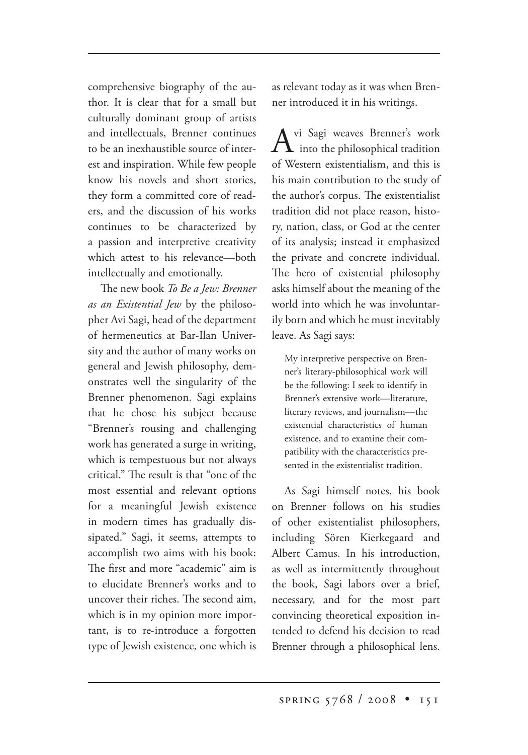comprehensive biography of the author. It is clear that for a small but culturally dominant group of artists and intellectuals, Brenner continues to be an inexhaustible source of interest and inspiration. While few people know his novels and short stories, they form a committed core of readers, and the discussion of his works continues to be characterized by a passion and interpretive creativity which attest to his relevance—both intellectually and emotionally.

The new book *To Be a Jew: Brenner as an Existential Jew* by the philosopher Avi Sagi, head of the department of hermeneutics at Bar-Ilan University and the author of many works on general and Jewish philosophy, demonstrates well the singularity of the Brenner phenomenon. Sagi explains that he chose his subject because "Brenner's rousing and challenging work has generated a surge in writing, which is tempestuous but not always critical." The result is that "one of the most essential and relevant options for a meaningful Jewish existence in modern times has gradually dissipated." Sagi, it seems, attempts to accomplish two aims with his book: The first and more "academic" aim is to elucidate Brenner's works and to uncover their riches. The second aim, which is in my opinion more important, is to re-introduce a forgotten type of Jewish existence, one which is as relevant today as it was when Brenner introduced it in his writings.

Avi Sagi weaves Brenner's work into the philosophical tradition of Western existentialism, and this is his main contribution to the study of the author's corpus. The existentialist tradition did not place reason, history, nation, class, or God at the center of its analysis; instead it emphasized the private and concrete individual. The hero of existential philosophy asks himself about the meaning of the world into which he was involuntarily born and which he must inevitably leave. As Sagi says:

> My interpretive perspective on Brenner's literary-philosophical work will be the following: I seek to identify in Brenner's extensive work—literature, literary reviews, and journalism—the existential characteristics of human existence, and to examine their compatibility with the characteristics presented in the existentialist tradition.

As Sagi himself notes, his book on Brenner follows on his studies of other existentialist philosophers, including Sören Kierkegaard and Albert Camus. In his introduction, as well as intermittently throughout the book, Sagi labors over a brief, necessary, and for the most part convincing theoretical exposition intended to defend his decision to read Brenner through a philosophical lens.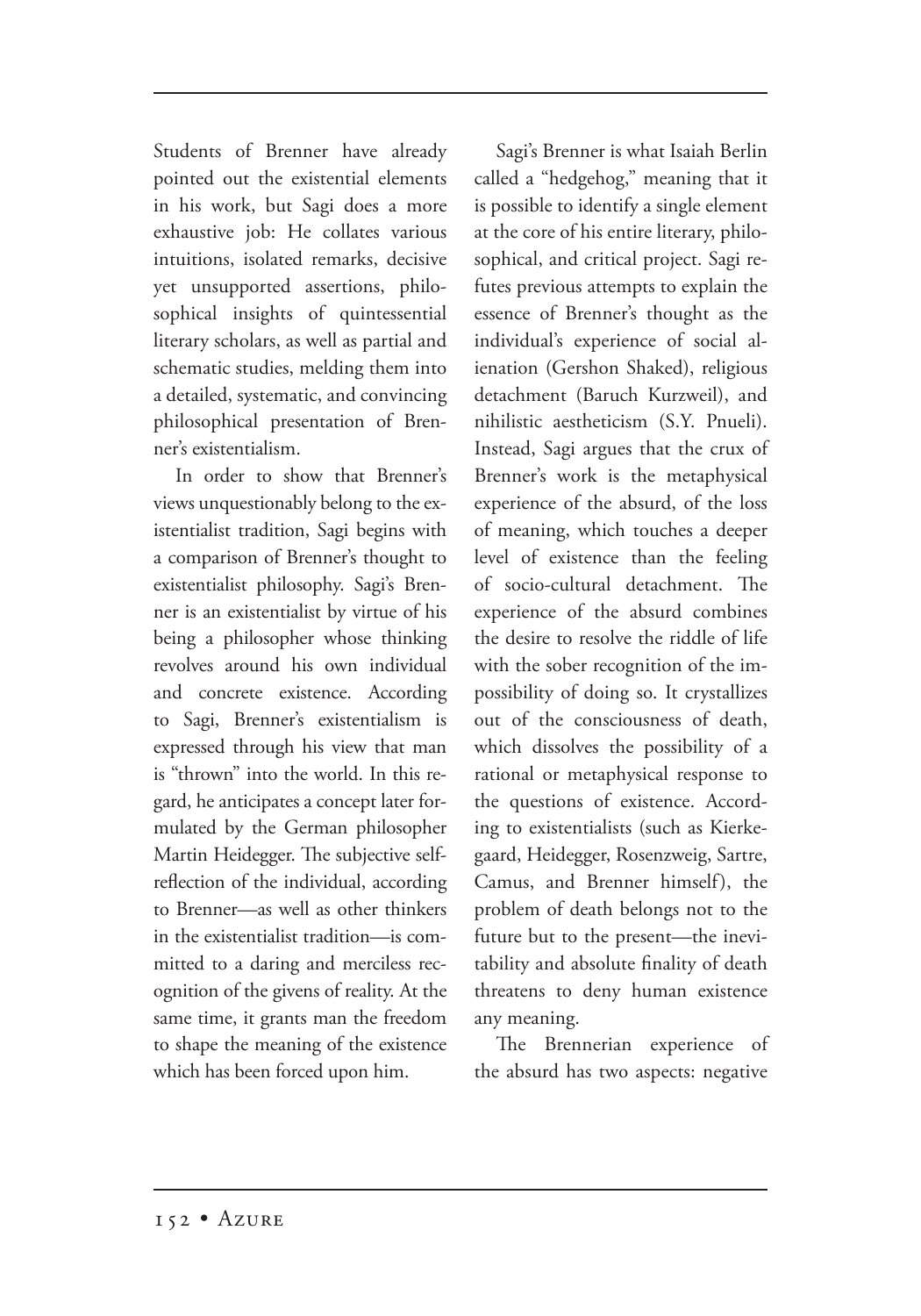Students of Brenner have already pointed out the existential elements in his work, but Sagi does a more exhaustive job: He collates various intuitions, isolated remarks, decisive yet unsupported assertions, philosophical insights of quintessential literary scholars, as well as partial and schematic studies, melding them into a detailed, systematic, and convincing philosophical presentation of Brenner's existentialism.

In order to show that Brenner's views unquestionably belong to the existentialist tradition, Sagi begins with a comparison of Brenner's thought to existentialist philosophy. Sagi's Brenner is an existentialist by virtue of his being a philosopher whose thinking revolves around his own individual and concrete existence. According to Sagi, Brenner's existentialism is expressed through his view that man is "thrown" into the world. In this regard, he anticipates a concept later formulated by the German philosopher Martin Heidegger. The subjective self-reflection of the individual, according to Brenner—as well as other thinkers in the existentialist tradition—is committed to a daring and merciless recognition of the givens of reality. At the same time, it grants man the freedom to shape the meaning of the existence which has been forced upon him.

Sagi's Brenner is what Isaiah Berlin called a "hedgehog," meaning that it is possible to identify a single element at the core of his entire literary, philosophical, and critical project. Sagi refutes previous attempts to explain the essence of Brenner's thought as the individual's experience of social alienation (Gershon Shaked), religious detachment (Baruch Kurzweil), and nihilistic aestheticism (S.Y. Pnueli). Instead, Sagi argues that the crux of Brenner's work is the metaphysical experience of the absurd, of the loss of meaning, which touches a deeper level of existence than the feeling of socio-cultural detachment. The experience of the absurd combines the desire to resolve the riddle of life with the sober recognition of the impossibility of doing so. It crystallizes out of the consciousness of death, which dissolves the possibility of a rational or metaphysical response to the questions of existence. According to existentialists (such as Kierkegaard, Heidegger, Rosenzweig, Sartre, Camus, and Brenner himself), the problem of death belongs not to the future but to the present—the inevitability and absolute finality of death threatens to deny human existence any meaning.

The Brennerian experience of the absurd has two aspects: negative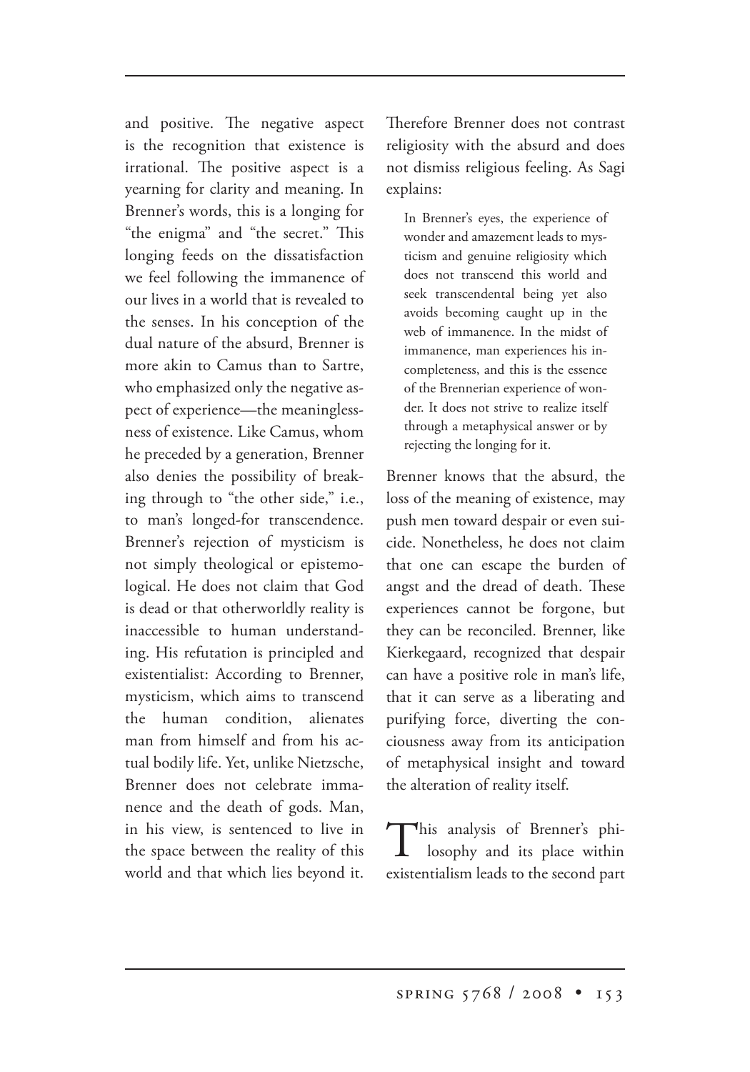and positive. The negative aspect is the recognition that existence is irrational. The positive aspect is a yearning for clarity and meaning. In Brenner's words, this is a longing for "the enigma" and "the secret." This longing feeds on the dissatisfaction we feel following the immanence of our lives in a world that is revealed to the senses. In his conception of the dual nature of the absurd, Brenner is more akin to Camus than to Sartre, who emphasized only the negative aspect of experience—the meaninglessness of existence. Like Camus, whom he preceded by a generation, Brenner also denies the possibility of breaking through to "the other side," i.e., to man's longed-for transcendence. Brenner's rejection of mysticism is not simply theological or epistemological. He does not claim that God is dead or that otherworldly reality is inaccessible to human understanding. His refutation is principled and existentialist: According to Brenner, mysticism, which aims to transcend the human condition, alienates man from himself and from his actual bodily life. Yet, unlike Nietzsche, Brenner does not celebrate immanence and the death of gods. Man, in his view, is sentenced to live in the space between the reality of this world and that which lies beyond it. Therefore Brenner does not contrast religiosity with the absurd and does not dismiss religious feeling. As Sagi explains:

> In Brenner's eyes, the experience of wonder and amazement leads to mysticism and genuine religiosity which does not transcend this world and seek transcendental being yet also avoids becoming caught up in the web of immanence. In the midst of immanence, man experiences his incompleteness, and this is the essence of the Brennerian experience of wonder. It does not strive to realize itself through a metaphysical answer or by rejecting the longing for it.

Brenner knows that the absurd, the loss of the meaning of existence, may push men toward despair or even suicide. Nonetheless, he does not claim that one can escape the burden of angst and the dread of death. These experiences cannot be forgone, but they can be reconciled. Brenner, like Kierkegaard, recognized that despair can have a positive role in man's life, that it can serve as a liberating and purifying force, diverting the conciousness away from its anticipation of metaphysical insight and toward the alteration of reality itself.

This analysis of Brenner's philosophy and its place within existentialism leads to the second part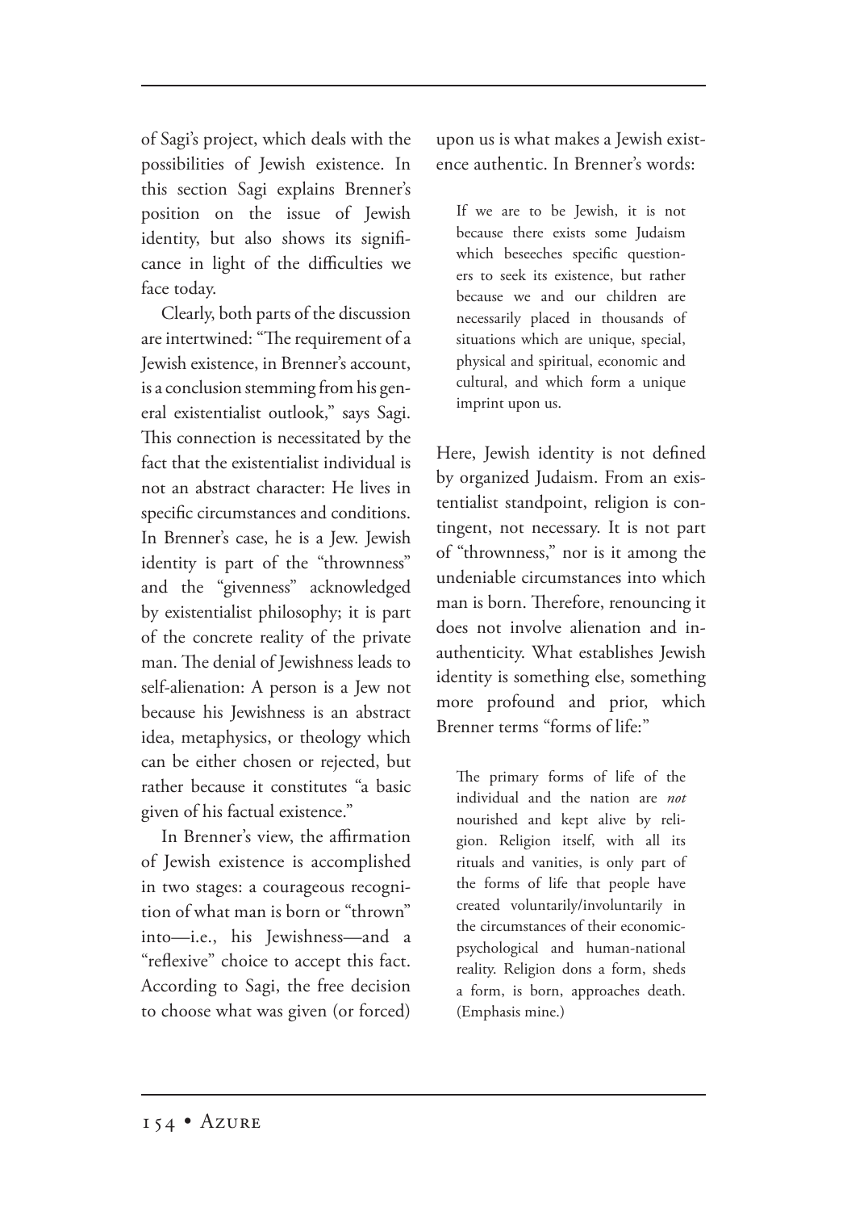of Sagi's project, which deals with the possibilities of Jewish existence. In this section Sagi explains Brenner's position on the issue of Jewish identity, but also shows its significance in light of the difficulties we face today.

Clearly, both parts of the discussion are intertwined: "The requirement of a Jewish existence, in Brenner's account, is a conclusion stemming from his general existentialist outlook," says Sagi. This connection is necessitated by the fact that the existentialist individual is not an abstract character: He lives in specific circumstances and conditions. In Brenner's case, he is a Jew. Jewish identity is part of the "thrownness" and the "givenness" acknowledged by existentialist philosophy; it is part of the concrete reality of the private man. The denial of Jewishness leads to self-alienation: A person is a Jew not because his Jewishness is an abstract idea, metaphysics, or theology which can be either chosen or rejected, but rather because it constitutes "a basic given of his factual existence."

In Brenner's view, the affirmation of Jewish existence is accomplished in two stages: a courageous recognition of what man is born or "thrown" into—i.e., his Jewishness—and a "reflexive" choice to accept this fact. According to Sagi, the free decision to choose what was given (or forced) upon us is what makes a Jewish existence authentic. In Brenner's words:

> If we are to be Jewish, it is not because there exists some Judaism which beseeches specific questioners to seek its existence, but rather because we and our children are necessarily placed in thousands of situations which are unique, special, physical and spiritual, economic and cultural, and which form a unique imprint upon us.

Here, Jewish identity is not defined by organized Judaism. From an existentialist standpoint, religion is contingent, not necessary. It is not part of "thrownness," nor is it among the undeniable circumstances into which man is born. Therefore, renouncing it does not involve alienation and inauthenticity. What establishes Jewish identity is something else, something more profound and prior, which Brenner terms "forms of life:"

> The primary forms of life of the individual and the nation are *not* nourished and kept alive by religion. Religion itself, with all its rituals and vanities, is only part of the forms of life that people have created voluntarily/involuntarily in the circumstances of their economic-psychological and human-national reality. Religion dons a form, sheds a form, is born, approaches death. (Emphasis mine.)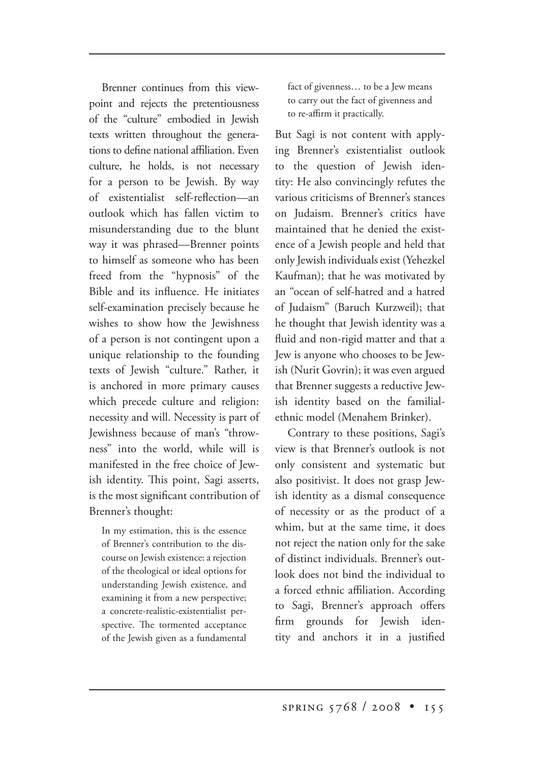Brenner continues from this viewpoint and rejects the pretentiousness of the "culture" embodied in Jewish texts written throughout the generations to define national affiliation. Even culture, he holds, is not necessary for a person to be Jewish. By way of existentialist self-reflection—an outlook which has fallen victim to misunderstanding due to the blunt way it was phrased—Brenner points to himself as someone who has been freed from the "hypnosis" of the Bible and its influence. He initiates self-examination precisely because he wishes to show how the Jewishness of a person is not contingent upon a unique relationship to the founding texts of Jewish "culture." Rather, it is anchored in more primary causes which precede culture and religion: necessity and will. Necessity is part of Jewishness because of man's "thrownness" into the world, while will is manifested in the free choice of Jewish identity. This point, Sagi asserts, is the most significant contribution of Brenner's thought:

> In my estimation, this is the essence of Brenner's contribution to the discourse on Jewish existence: a rejection of the theological or ideal options for understanding Jewish existence, and examining it from a new perspective; a concrete-realistic-existentialist perspective. The tormented acceptance of the Jewish given as a fundamental fact of givenness… to be a Jew means to carry out the fact of givenness and to re-affirm it practically.

But Sagi is not content with applying Brenner's existentialist outlook to the question of Jewish identity: He also convincingly refutes the various criticisms of Brenner's stances on Judaism. Brenner's critics have maintained that he denied the existence of a Jewish people and held that only Jewish individuals exist (Yehezkel Kaufman); that he was motivated by an "ocean of self-hatred and a hatred of Judaism" (Baruch Kurzweil); that he thought that Jewish identity was a fluid and non-rigid matter and that a Jew is anyone who chooses to be Jewish (Nurit Govrin); it was even argued that Brenner suggests a reductive Jewish identity based on the familial-ethnic model (Menahem Brinker).

Contrary to these positions, Sagi's view is that Brenner's outlook is not only consistent and systematic but also positivist. It does not grasp Jewish identity as a dismal consequence of necessity or as the product of a whim, but at the same time, it does not reject the nation only for the sake of distinct individuals. Brenner's outlook does not bind the individual to a forced ethnic affiliation. According to Sagi, Brenner's approach offers firm grounds for Jewish identity and anchors it in a justified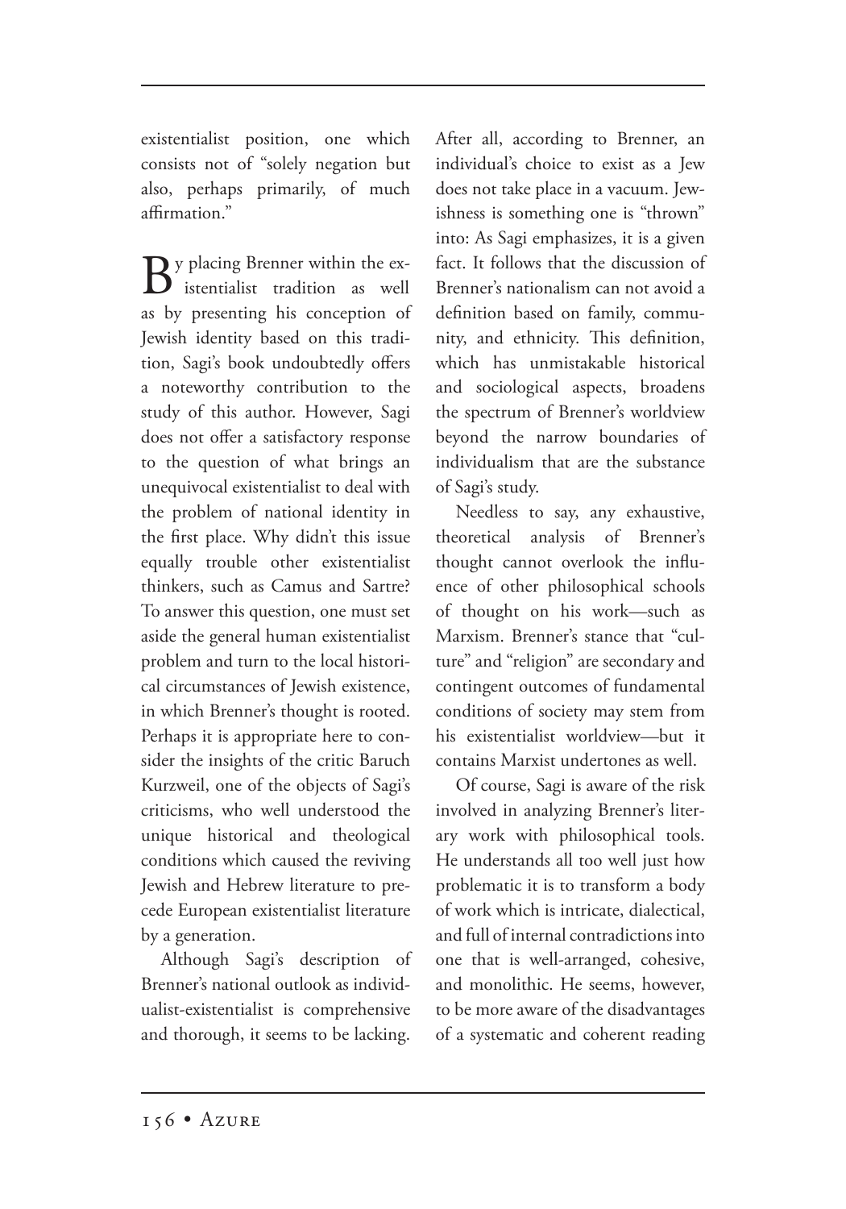existentialist position, one which consists not of "solely negation but also, perhaps primarily, of much affirmation."

By placing Brenner within the existentialist tradition as well as by presenting his conception of Jewish identity based on this tradition, Sagi's book undoubtedly offers a noteworthy contribution to the study of this author. However, Sagi does not offer a satisfactory response to the question of what brings an unequivocal existentialist to deal with the problem of national identity in the first place. Why didn't this issue equally trouble other existentialist thinkers, such as Camus and Sartre? To answer this question, one must set aside the general human existentialist problem and turn to the local historical circumstances of Jewish existence, in which Brenner's thought is rooted. Perhaps it is appropriate here to consider the insights of the critic Baruch Kurzweil, one of the objects of Sagi's criticisms, who well understood the unique historical and theological conditions which caused the reviving Jewish and Hebrew literature to precede European existentialist literature by a generation.

Although Sagi's description of Brenner's national outlook as individualist-existentialist is comprehensive and thorough, it seems to be lacking. After all, according to Brenner, an individual's choice to exist as a Jew does not take place in a vacuum. Jewishness is something one is "thrown" into: As Sagi emphasizes, it is a given fact. It follows that the discussion of Brenner's nationalism can not avoid a definition based on family, community, and ethnicity. This definition, which has unmistakable historical and sociological aspects, broadens the spectrum of Brenner's worldview beyond the narrow boundaries of individualism that are the substance of Sagi's study.

Needless to say, any exhaustive, theoretical analysis of Brenner's thought cannot overlook the influence of other philosophical schools of thought on his work—such as Marxism. Brenner's stance that "culture" and "religion" are secondary and contingent outcomes of fundamental conditions of society may stem from his existentialist worldview—but it contains Marxist undertones as well.

Of course, Sagi is aware of the risk involved in analyzing Brenner's literary work with philosophical tools. He understands all too well just how problematic it is to transform a body of work which is intricate, dialectical, and full of internal contradictions into one that is well-arranged, cohesive, and monolithic. He seems, however, to be more aware of the disadvantages of a systematic and coherent reading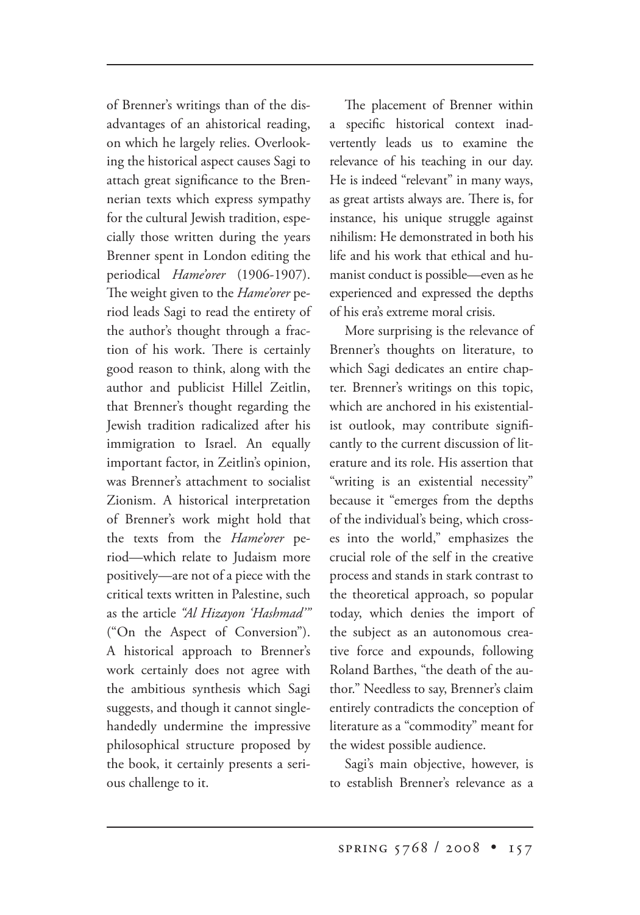of Brenner's writings than of the disadvantages of an ahistorical reading, on which he largely relies. Overlooking the historical aspect causes Sagi to attach great significance to the Brennerian texts which express sympathy for the cultural Jewish tradition, especially those written during the years Brenner spent in London editing the periodical *Hame'orer* (1906-1907). The weight given to the *Hame'orer* period leads Sagi to read the entirety of the author's thought through a fraction of his work. There is certainly good reason to think, along with the author and publicist Hillel Zeitlin, that Brenner's thought regarding the Jewish tradition radicalized after his immigration to Israel. An equally important factor, in Zeitlin's opinion, was Brenner's attachment to socialist Zionism. A historical interpretation of Brenner's work might hold that the texts from the *Hame'orer* period—which relate to Judaism more positively—are not of a piece with the critical texts written in Palestine, such as the article *"Al Hizayon 'Hashmad'"* ("On the Aspect of Conversion"). A historical approach to Brenner's work certainly does not agree with the ambitious synthesis which Sagi suggests, and though it cannot singlehandedly undermine the impressive philosophical structure proposed by the book, it certainly presents a serious challenge to it.

The placement of Brenner within a specific historical context inadvertently leads us to examine the relevance of his teaching in our day. He is indeed "relevant" in many ways, as great artists always are. There is, for instance, his unique struggle against nihilism: He demonstrated in both his life and his work that ethical and humanist conduct is possible—even as he experienced and expressed the depths of his era's extreme moral crisis.

More surprising is the relevance of Brenner's thoughts on literature, to which Sagi dedicates an entire chapter. Brenner's writings on this topic, which are anchored in his existentialist outlook, may contribute significantly to the current discussion of literature and its role. His assertion that "writing is an existential necessity" because it "emerges from the depths of the individual's being, which crosses into the world," emphasizes the crucial role of the self in the creative process and stands in stark contrast to the theoretical approach, so popular today, which denies the import of the subject as an autonomous creative force and expounds, following Roland Barthes, "the death of the author." Needless to say, Brenner's claim entirely contradicts the conception of literature as a "commodity" meant for the widest possible audience.

Sagi's main objective, however, is to establish Brenner's relevance as a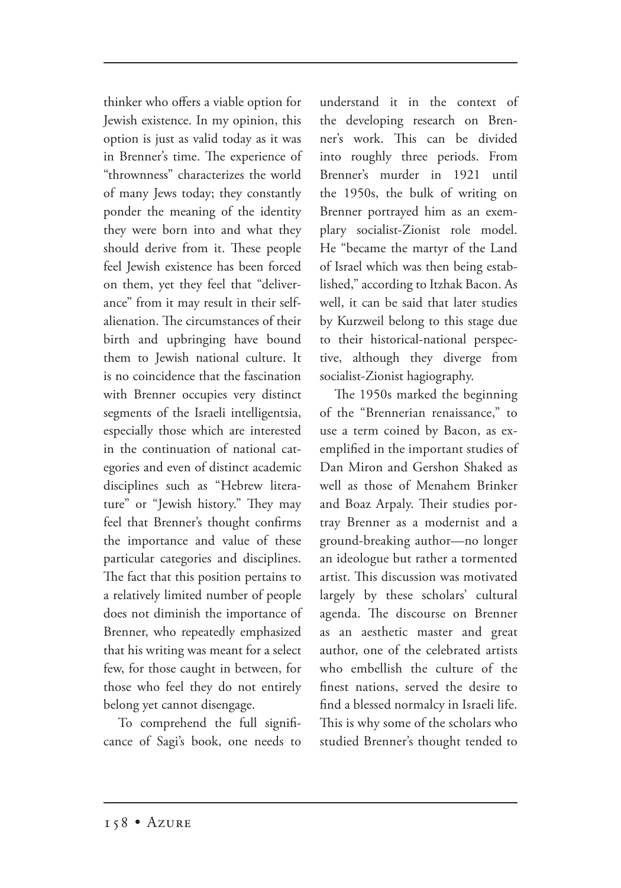thinker who offers a viable option for Jewish existence. In my opinion, this option is just as valid today as it was in Brenner's time. The experience of "thrownness" characterizes the world of many Jews today; they constantly ponder the meaning of the identity they were born into and what they should derive from it. These people feel Jewish existence has been forced on them, yet they feel that "deliverance" from it may result in their self-alienation. The circumstances of their birth and upbringing have bound them to Jewish national culture. It is no coincidence that the fascination with Brenner occupies very distinct segments of the Israeli intelligentsia, especially those which are interested in the continuation of national categories and even of distinct academic disciplines such as "Hebrew literature" or "Jewish history." They may feel that Brenner's thought confirms the importance and value of these particular categories and disciplines. The fact that this position pertains to a relatively limited number of people does not diminish the importance of Brenner, who repeatedly emphasized that his writing was meant for a select few, for those caught in between, for those who feel they do not entirely belong yet cannot disengage.

To comprehend the full significance of Sagi's book, one needs to understand it in the context of the developing research on Brenner's work. This can be divided into roughly three periods. From Brenner's murder in 1921 until the 1950s, the bulk of writing on Brenner portrayed him as an exemplary socialist-Zionist role model. He "became the martyr of the Land of Israel which was then being established," according to Itzhak Bacon. As well, it can be said that later studies by Kurzweil belong to this stage due to their historical-national perspective, although they diverge from socialist-Zionist hagiography.

The 1950s marked the beginning of the "Brennerian renaissance," to use a term coined by Bacon, as exemplified in the important studies of Dan Miron and Gershon Shaked as well as those of Menahem Brinker and Boaz Arpaly. Their studies portray Brenner as a modernist and a ground-breaking author—no longer an ideologue but rather a tormented artist. This discussion was motivated largely by these scholars' cultural agenda. The discourse on Brenner as an aesthetic master and great author, one of the celebrated artists who embellish the culture of the finest nations, served the desire to find a blessed normalcy in Israeli life. This is why some of the scholars who studied Brenner's thought tended to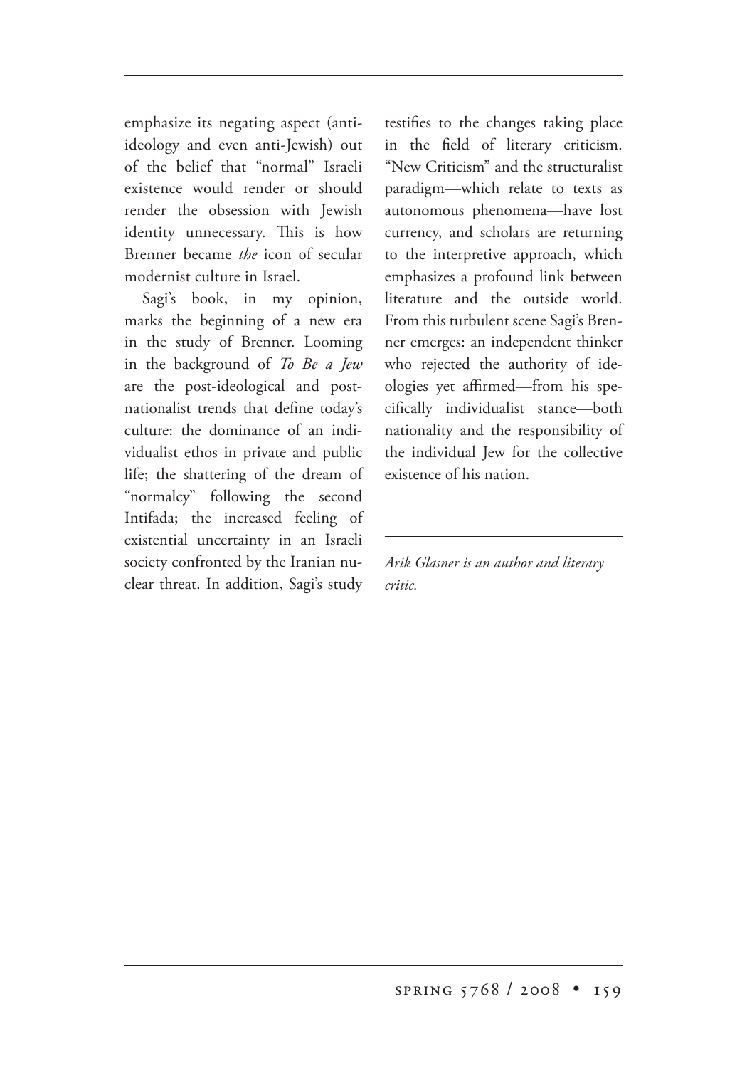emphasize its negating aspect (anti-ideology and even anti-Jewish) out of the belief that "normal" Israeli existence would render or should render the obsession with Jewish identity unnecessary. This is how Brenner became *the* icon of secular modernist culture in Israel.

Sagi's book, in my opinion, marks the beginning of a new era in the study of Brenner. Looming in the background of *To Be a Jew* are the post-ideological and post-nationalist trends that define today's culture: the dominance of an individualist ethos in private and public life; the shattering of the dream of "normalcy" following the second Intifada; the increased feeling of existential uncertainty in an Israeli society confronted by the Iranian nuclear threat. In addition, Sagi's study testifies to the changes taking place in the field of literary criticism. "New Criticism" and the structuralist paradigm—which relate to texts as autonomous phenomena—have lost currency, and scholars are returning to the interpretive approach, which emphasizes a profound link between literature and the outside world. From this turbulent scene Sagi's Brenner emerges: an independent thinker who rejected the authority of ideologies yet affirmed—from his specifically individualist stance—both nationality and the responsibility of the individual Jew for the collective existence of his nation.

---

*Arik Glasner is an author and literary critic.*